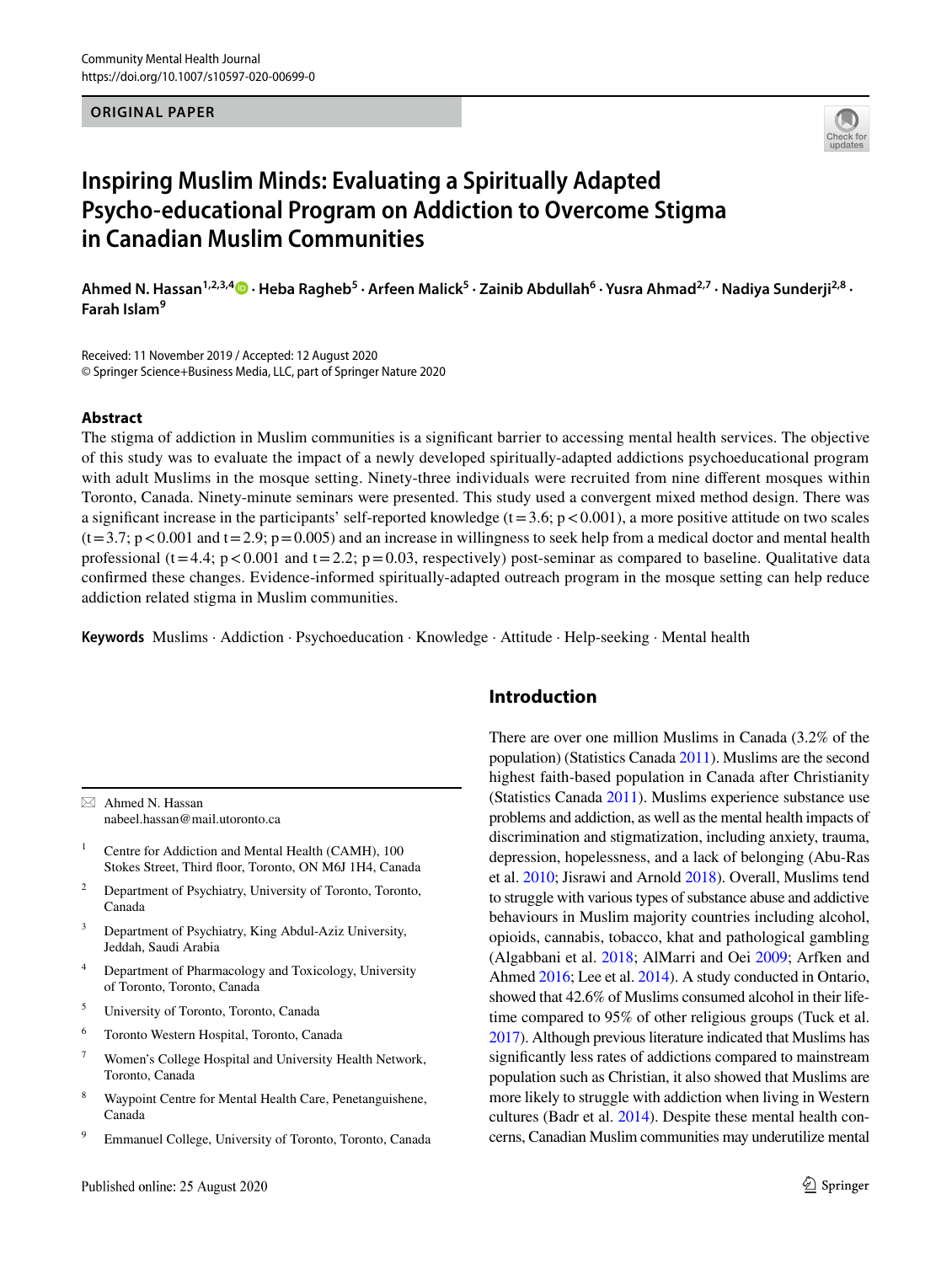ORIGINAL PAPER

# Inspiring Muslim Minds: Evaluating a Spiritually Adapted Psycho-educational Program on Addiction to Overcome Stigma in Canadian Muslim Communities

**Ahmed N. Hassan[1,2,3,4] · Heba Ragheb[5] · Arfeen Malick[5] · Zainib Abdullah[6] · Yusra Ahmad[2,7] · Nadiya Sunderji[2,8] · Farah Islam[9]**

Received: 11 November 2019 / Accepted: 12 August 2020
© Springer Science+Business Media, LLC, part of Springer Nature 2020

## Abstract

The stigma of addiction in Muslim communities is a significant barrier to accessing mental health services. The objective of this study was to evaluate the impact of a newly developed spiritually-adapted addictions psychoeducational program with adult Muslims in the mosque setting. Ninety-three individuals were recruited from nine different mosques within Toronto, Canada. Ninety-minute seminars were presented. This study used a convergent mixed method design. There was a significant increase in the participants' self-reported knowledge ($t = 3.6$; $p < 0.001$), a more positive attitude on two scales ($t = 3.7$; $p < 0.001$ and $t = 2.9$; $p = 0.005$) and an increase in willingness to seek help from a medical doctor and mental health professional ($t = 4.4$; $p < 0.001$ and $t = 2.2$; $p = 0.03$, respectively) post-seminar as compared to baseline. Qualitative data confirmed these changes. Evidence-informed spiritually-adapted outreach program in the mosque setting can help reduce addiction related stigma in Muslim communities.

**Keywords** Muslims · Addiction · Psychoeducation · Knowledge · Attitude · Help-seeking · Mental health

✉ Ahmed N. Hassan
nabeel.hassan@mail.utoronto.ca

1. Centre for Addiction and Mental Health (CAMH), 100 Stokes Street, Third floor, Toronto, ON M6J 1H4, Canada
2. Department of Psychiatry, University of Toronto, Toronto, Canada
3. Department of Psychiatry, King Abdul-Aziz University, Jeddah, Saudi Arabia
4. Department of Pharmacology and Toxicology, University of Toronto, Toronto, Canada
5. University of Toronto, Toronto, Canada
6. Toronto Western Hospital, Toronto, Canada
7. Women's College Hospital and University Health Network, Toronto, Canada
8. Waypoint Centre for Mental Health Care, Penetanguishene, Canada
9. Emmanuel College, University of Toronto, Toronto, Canada

## Introduction

There are over one million Muslims in Canada (3.2% of the population) (Statistics Canada 2011). Muslims are the second highest faith-based population in Canada after Christianity (Statistics Canada 2011). Muslims experience substance use problems and addiction, as well as the mental health impacts of discrimination and stigmatization, including anxiety, trauma, depression, hopelessness, and a lack of belonging (Abu-Ras et al. 2010; Jisrawi and Arnold 2018). Overall, Muslims tend to struggle with various types of substance abuse and addictive behaviours in Muslim majority countries including alcohol, opioids, cannabis, tobacco, khat and pathological gambling (Algabbani et al. 2018; AlMarri and Oei 2009; Arfken and Ahmed 2016; Lee et al. 2014). A study conducted in Ontario, showed that 42.6% of Muslims consumed alcohol in their lifetime compared to 95% of other religious groups (Tuck et al. 2017). Although previous literature indicated that Muslims has significantly less rates of addictions compared to mainstream population such as Christian, it also showed that Muslims are more likely to struggle with addiction when living in Western cultures (Badr et al. 2014). Despite these mental health concerns, Canadian Muslim communities may underutilize mental

Published online: 25 August 2020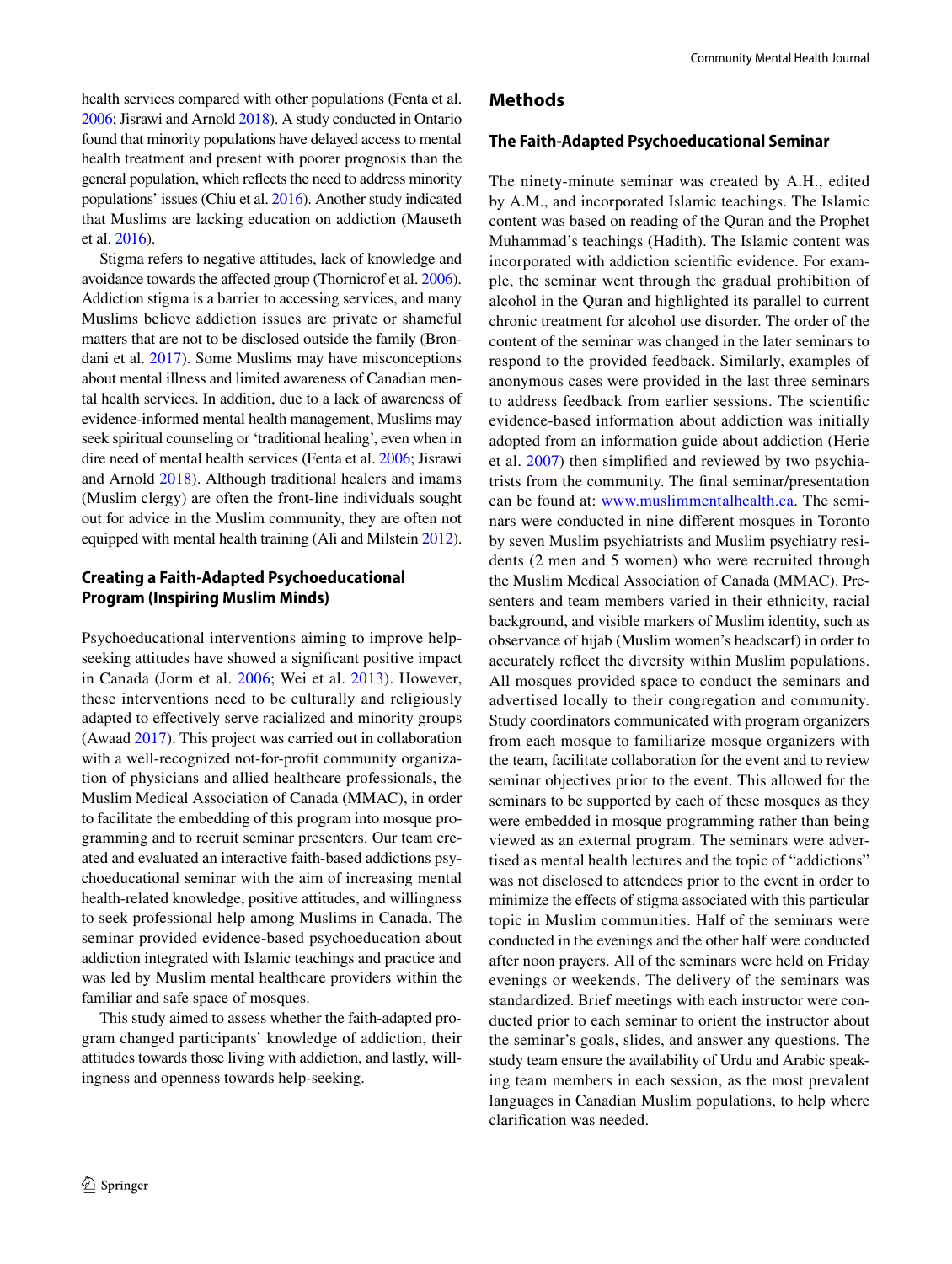health services compared with other populations (Fenta et al. 2006; Jisrawi and Arnold 2018). A study conducted in Ontario found that minority populations have delayed access to mental health treatment and present with poorer prognosis than the general population, which reflects the need to address minority populations' issues (Chiu et al. 2016). Another study indicated that Muslims are lacking education on addiction (Mauseth et al. 2016).

Stigma refers to negative attitudes, lack of knowledge and avoidance towards the affected group (Thornicrof et al. 2006). Addiction stigma is a barrier to accessing services, and many Muslims believe addiction issues are private or shameful matters that are not to be disclosed outside the family (Brondani et al. 2017). Some Muslims may have misconceptions about mental illness and limited awareness of Canadian mental health services. In addition, due to a lack of awareness of evidence-informed mental health management, Muslims may seek spiritual counseling or 'traditional healing', even when in dire need of mental health services (Fenta et al. 2006; Jisrawi and Arnold 2018). Although traditional healers and imams (Muslim clergy) are often the front-line individuals sought out for advice in the Muslim community, they are often not equipped with mental health training (Ali and Milstein 2012).

### Creating a Faith-Adapted Psychoeducational Program (Inspiring Muslim Minds)

Psychoeducational interventions aiming to improve help-seeking attitudes have showed a significant positive impact in Canada (Jorm et al. 2006; Wei et al. 2013). However, these interventions need to be culturally and religiously adapted to effectively serve racialized and minority groups (Awaad 2017). This project was carried out in collaboration with a well-recognized not-for-profit community organization of physicians and allied healthcare professionals, the Muslim Medical Association of Canada (MMAC), in order to facilitate the embedding of this program into mosque programming and to recruit seminar presenters. Our team created and evaluated an interactive faith-based addictions psychoeducational seminar with the aim of increasing mental health-related knowledge, positive attitudes, and willingness to seek professional help among Muslims in Canada. The seminar provided evidence-based psychoeducation about addiction integrated with Islamic teachings and practice and was led by Muslim mental healthcare providers within the familiar and safe space of mosques.

This study aimed to assess whether the faith-adapted program changed participants' knowledge of addiction, their attitudes towards those living with addiction, and lastly, willingness and openness towards help-seeking.

## Methods

### The Faith-Adapted Psychoeducational Seminar

The ninety-minute seminar was created by A.H., edited by A.M., and incorporated Islamic teachings. The Islamic content was based on reading of the Quran and the Prophet Muhammad's teachings (Hadith). The Islamic content was incorporated with addiction scientific evidence. For example, the seminar went through the gradual prohibition of alcohol in the Quran and highlighted its parallel to current chronic treatment for alcohol use disorder. The order of the content of the seminar was changed in the later seminars to respond to the provided feedback. Similarly, examples of anonymous cases were provided in the last three seminars to address feedback from earlier sessions. The scientific evidence-based information about addiction was initially adopted from an information guide about addiction (Herie et al. 2007) then simplified and reviewed by two psychiatrists from the community. The final seminar/presentation can be found at: www.muslimmentalhealth.ca. The seminars were conducted in nine different mosques in Toronto by seven Muslim psychiatrists and Muslim psychiatry residents (2 men and 5 women) who were recruited through the Muslim Medical Association of Canada (MMAC). Presenters and team members varied in their ethnicity, racial background, and visible markers of Muslim identity, such as observance of hijab (Muslim women's headscarf) in order to accurately reflect the diversity within Muslim populations. All mosques provided space to conduct the seminars and advertised locally to their congregation and community. Study coordinators communicated with program organizers from each mosque to familiarize mosque organizers with the team, facilitate collaboration for the event and to review seminar objectives prior to the event. This allowed for the seminars to be supported by each of these mosques as they were embedded in mosque programming rather than being viewed as an external program. The seminars were advertised as mental health lectures and the topic of "addictions" was not disclosed to attendees prior to the event in order to minimize the effects of stigma associated with this particular topic in Muslim communities. Half of the seminars were conducted in the evenings and the other half were conducted after noon prayers. All of the seminars were held on Friday evenings or weekends. The delivery of the seminars was standardized. Brief meetings with each instructor were conducted prior to each seminar to orient the instructor about the seminar's goals, slides, and answer any questions. The study team ensure the availability of Urdu and Arabic speaking team members in each session, as the most prevalent languages in Canadian Muslim populations, to help where clarification was needed.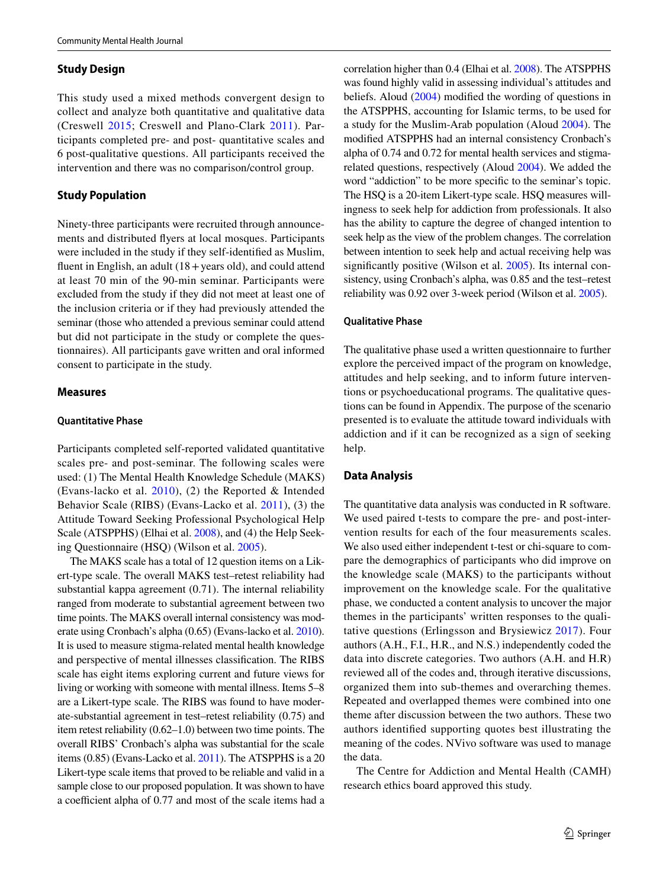### Study Design

This study used a mixed methods convergent design to collect and analyze both quantitative and qualitative data (Creswell 2015; Creswell and Plano-Clark 2011). Participants completed pre- and post- quantitative scales and 6 post-qualitative questions. All participants received the intervention and there was no comparison/control group.

### Study Population

Ninety-three participants were recruited through announcements and distributed flyers at local mosques. Participants were included in the study if they self-identified as Muslim, fluent in English, an adult (18 + years old), and could attend at least 70 min of the 90-min seminar. Participants were excluded from the study if they did not meet at least one of the inclusion criteria or if they had previously attended the seminar (those who attended a previous seminar could attend but did not participate in the study or complete the questionnaires). All participants gave written and oral informed consent to participate in the study.

### Measures

#### Quantitative Phase

Participants completed self-reported validated quantitative scales pre- and post-seminar. The following scales were used: (1) The Mental Health Knowledge Schedule (MAKS) (Evans-lacko et al. 2010), (2) the Reported & Intended Behavior Scale (RIBS) (Evans-Lacko et al. 2011), (3) the Attitude Toward Seeking Professional Psychological Help Scale (ATSPPHS) (Elhai et al. 2008), and (4) the Help Seeking Questionnaire (HSQ) (Wilson et al. 2005).

The MAKS scale has a total of 12 question items on a Likert-type scale. The overall MAKS test–retest reliability had substantial kappa agreement (0.71). The internal reliability ranged from moderate to substantial agreement between two time points. The MAKS overall internal consistency was moderate using Cronbach's alpha (0.65) (Evans-lacko et al. 2010). It is used to measure stigma-related mental health knowledge and perspective of mental illnesses classification. The RIBS scale has eight items exploring current and future views for living or working with someone with mental illness. Items 5–8 are a Likert-type scale. The RIBS was found to have moderate-substantial agreement in test–retest reliability (0.75) and item retest reliability (0.62–1.0) between two time points. The overall RIBS' Cronbach's alpha was substantial for the scale items (0.85) (Evans-Lacko et al. 2011). The ATSPPHS is a 20 Likert-type scale items that proved to be reliable and valid in a sample close to our proposed population. It was shown to have a coefficient alpha of 0.77 and most of the scale items had a correlation higher than 0.4 (Elhai et al. 2008). The ATSPPHS was found highly valid in assessing individual's attitudes and beliefs. Aloud (2004) modified the wording of questions in the ATSPPHS, accounting for Islamic terms, to be used for a study for the Muslim-Arab population (Aloud 2004). The modified ATSPPHS had an internal consistency Cronbach's alpha of 0.74 and 0.72 for mental health services and stigma-related questions, respectively (Aloud 2004). We added the word "addiction" to be more specific to the seminar's topic. The HSQ is a 20-item Likert-type scale. HSQ measures willingness to seek help for addiction from professionals. It also has the ability to capture the degree of changed intention to seek help as the view of the problem changes. The correlation between intention to seek help and actual receiving help was significantly positive (Wilson et al. 2005). Its internal consistency, using Cronbach's alpha, was 0.85 and the test–retest reliability was 0.92 over 3-week period (Wilson et al. 2005).

#### Qualitative Phase

The qualitative phase used a written questionnaire to further explore the perceived impact of the program on knowledge, attitudes and help seeking, and to inform future interventions or psychoeducational programs. The qualitative questions can be found in Appendix. The purpose of the scenario presented is to evaluate the attitude toward individuals with addiction and if it can be recognized as a sign of seeking help.

### Data Analysis

The quantitative data analysis was conducted in R software. We used paired t-tests to compare the pre- and post-intervention results for each of the four measurements scales. We also used either independent t-test or chi-square to compare the demographics of participants who did improve on the knowledge scale (MAKS) to the participants without improvement on the knowledge scale. For the qualitative phase, we conducted a content analysis to uncover the major themes in the participants' written responses to the qualitative questions (Erlingsson and Brysiewicz 2017). Four authors (A.H., F.I., H.R., and N.S.) independently coded the data into discrete categories. Two authors (A.H. and H.R) reviewed all of the codes and, through iterative discussions, organized them into sub-themes and overarching themes. Repeated and overlapped themes were combined into one theme after discussion between the two authors. These two authors identified supporting quotes best illustrating the meaning of the codes. NVivo software was used to manage the data.

The Centre for Addiction and Mental Health (CAMH) research ethics board approved this study.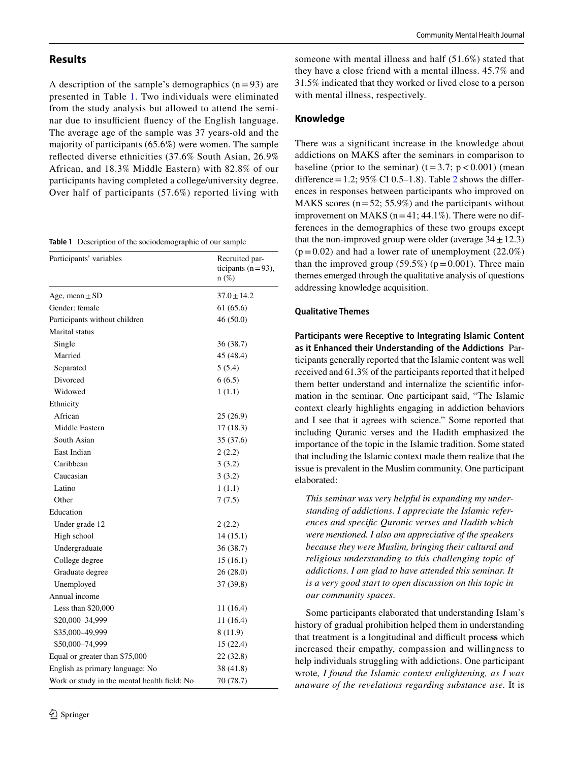## Results

A description of the sample's demographics (n = 93) are presented in Table 1. Two individuals were eliminated from the study analysis but allowed to attend the seminar due to insufficient fluency of the English language. The average age of the sample was 37 years-old and the majority of participants (65.6%) were women. The sample reflected diverse ethnicities (37.6% South Asian, 26.9% African, and 18.3% Middle Eastern) with 82.8% of our participants having completed a college/university degree. Over half of participants (57.6%) reported living with someone with mental illness and half (51.6%) stated that they have a close friend with a mental illness. 45.7% and 31.5% indicated that they worked or lived close to a person with mental illness, respectively.

**Table 1** Description of the sociodemographic of our sample

| Participants' variables | Recruited participants (n = 93), n (%) |
|---|---|
| Age, mean ± SD | 37.0 ± 14.2 |
| Gender: female | 61 (65.6) |
| Participants without children | 46 (50.0) |
| Marital status | |
| Single | 36 (38.7) |
| Married | 45 (48.4) |
| Separated | 5 (5.4) |
| Divorced | 6 (6.5) |
| Widowed | 1 (1.1) |
| Ethnicity | |
| African | 25 (26.9) |
| Middle Eastern | 17 (18.3) |
| South Asian | 35 (37.6) |
| East Indian | 2 (2.2) |
| Caribbean | 3 (3.2) |
| Caucasian | 3 (3.2) |
| Latino | 1 (1.1) |
| Other | 7 (7.5) |
| Education | |
| Under grade 12 | 2 (2.2) |
| High school | 14 (15.1) |
| Undergraduate | 36 (38.7) |
| College degree | 15 (16.1) |
| Graduate degree | 26 (28.0) |
| Unemployed | 37 (39.8) |
| Annual income | |
| Less than $20,000 | 11 (16.4) |
| $20,000–34,999 | 11 (16.4) |
| $35,000–49,999 | 8 (11.9) |
| $50,000–74,999 | 15 (22.4) |
| Equal or greater than $75,000 | 22 (32.8) |
| English as primary language: No | 38 (41.8) |
| Work or study in the mental health field: No | 70 (78.7) |

### Knowledge

There was a significant increase in the knowledge about addictions on MAKS after the seminars in comparison to baseline (prior to the seminar) ($t = 3.7$; $p < 0.001$) (mean difference = 1.2; 95% CI 0.5–1.8). Table 2 shows the differences in responses between participants who improved on MAKS scores (n = 52; 55.9%) and the participants without improvement on MAKS (n = 41; 44.1%). There were no differences in the demographics of these two groups except that the non-improved group were older (average 34 ± 12.3) ($p = 0.02$) and had a lower rate of unemployment (22.0%) than the improved group (59.5%) ($p = 0.001$). Three main themes emerged through the qualitative analysis of questions addressing knowledge acquisition.

#### Qualitative Themes

**Participants were Receptive to Integrating Islamic Content as it Enhanced their Understanding of the Addictions** Participants generally reported that the Islamic content was well received and 61.3% of the participants reported that it helped them better understand and internalize the scientific information in the seminar. One participant said, "The Islamic context clearly highlights engaging in addiction behaviors and I see that it agrees with science." Some reported that including Quranic verses and the Hadith emphasized the importance of the topic in the Islamic tradition. Some stated that including the Islamic context made them realize that the issue is prevalent in the Muslim community. One participant elaborated:

> *This seminar was very helpful in expanding my understanding of addictions. I appreciate the Islamic references and specific Quranic verses and Hadith which were mentioned. I also am appreciative of the speakers because they were Muslim, bringing their cultural and religious understanding to this challenging topic of addictions. I am glad to have attended this seminar. It is a very good start to open discussion on this topic in our community spaces.*

Some participants elaborated that understanding Islam's history of gradual prohibition helped them in understanding that treatment is a longitudinal and difficult process which increased their empathy, compassion and willingness to help individuals struggling with addictions. One participant wrote, *I found the Islamic context enlightening, as I was unaware of the revelations regarding substance use.* It is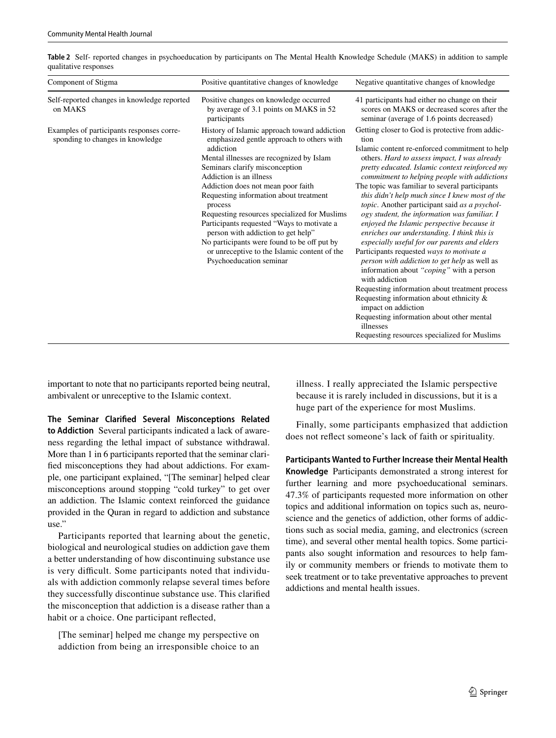**Table 2** Self- reported changes in psychoeducation by participants on The Mental Health Knowledge Schedule (MAKS) in addition to sample qualitative responses

| Component of Stigma | Positive quantitative changes of knowledge | Negative quantitative changes of knowledge |
|---|---|---|
| Self-reported changes in knowledge reported on MAKS | Positive changes on knowledge occurred by average of 3.1 points on MAKS in 52 participants | 41 participants had either no change on their scores on MAKS or decreased scores after the seminar (average of 1.6 points decreased) |
| Examples of participants responses corresponding to changes in knowledge | History of Islamic approach toward addiction emphasized gentle approach to others with addiction<br>Mental illnesses are recognized by Islam<br>Seminars clarify misconception<br>Addiction is an illness<br>Addiction does not mean poor faith<br>Requesting information about treatment process<br>Requesting resources specialized for Muslims<br>Participants requested "Ways to motivate a person with addiction to get help"<br>No participants were found to be off put by or unreceptive to the Islamic content of the Psychoeducation seminar | Getting closer to God is protective from addiction<br>Islamic content re-enforced commitment to help others. *Hard to assess impact, I was already pretty educated. Islamic context reinforced my commitment to helping people with addictions*<br>The topic was familiar to several participants *this didn't help much since I knew most of the topic*. Another participant said *as a psychology student, the information was familiar. I enjoyed the Islamic perspective because it enriches our understanding. I think this is especially useful for our parents and elders*<br>Participants requested *ways to motivate a person with addiction to get help* as well as information about *"coping"* with a person with addiction<br>Requesting information about treatment process<br>Requesting information about ethnicity & impact on addiction<br>Requesting information about other mental illnesses<br>Requesting resources specialized for Muslims |

important to note that no participants reported being neutral, ambivalent or unreceptive to the Islamic context.

**The Seminar Clarified Several Misconceptions Related to Addiction** Several participants indicated a lack of awareness regarding the lethal impact of substance withdrawal. More than 1 in 6 participants reported that the seminar clarified misconceptions they had about addictions. For example, one participant explained, "[The seminar] helped clear misconceptions around stopping "cold turkey" to get over an addiction. The Islamic context reinforced the guidance provided in the Quran in regard to addiction and substance use."

Participants reported that learning about the genetic, biological and neurological studies on addiction gave them a better understanding of how discontinuing substance use is very difficult. Some participants noted that individuals with addiction commonly relapse several times before they successfully discontinue substance use. This clarified the misconception that addiction is a disease rather than a habit or a choice. One participant reflected,

> [The seminar] helped me change my perspective on addiction from being an irresponsible choice to an illness. I really appreciated the Islamic perspective because it is rarely included in discussions, but it is a huge part of the experience for most Muslims.

Finally, some participants emphasized that addiction does not reflect someone's lack of faith or spirituality.

**Participants Wanted to Further Increase their Mental Health Knowledge** Participants demonstrated a strong interest for further learning and more psychoeducational seminars. 47.3% of participants requested more information on other topics and additional information on topics such as, neuroscience and the genetics of addiction, other forms of addictions such as social media, gaming, and electronics (screen time), and several other mental health topics. Some participants also sought information and resources to help family or community members or friends to motivate them to seek treatment or to take preventative approaches to prevent addictions and mental health issues.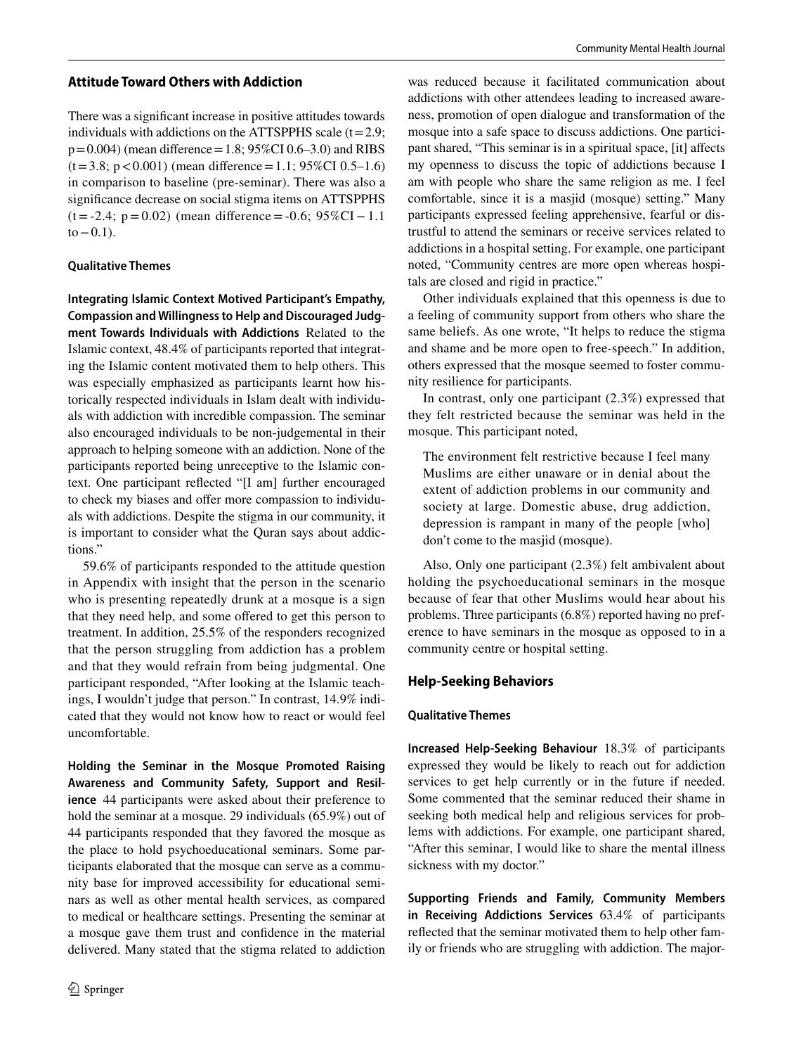## Attitude Toward Others with Addiction

There was a significant increase in positive attitudes towards individuals with addictions on the ATTSPPHS scale ($t = 2.9$; $p = 0.004$) (mean difference = 1.8; 95%CI 0.6–3.0) and RIBS ($t = 3.8$; $p < 0.001$) (mean difference = 1.1; 95%CI 0.5–1.6) in comparison to baseline (pre-seminar). There was also a significance decrease on social stigma items on ATTSPPHS ($t = -2.4$; $p = 0.02$) (mean difference = -0.6; 95%CI − 1.1 to − 0.1).

### Qualitative Themes

**Integrating Islamic Context Motived Participant's Empathy, Compassion and Willingness to Help and Discouraged Judgment Towards Individuals with Addictions** Related to the Islamic context, 48.4% of participants reported that integrating the Islamic content motivated them to help others. This was especially emphasized as participants learnt how historically respected individuals in Islam dealt with individuals with addiction with incredible compassion. The seminar also encouraged individuals to be non-judgemental in their approach to helping someone with an addiction. None of the participants reported being unreceptive to the Islamic context. One participant reflected "[I am] further encouraged to check my biases and offer more compassion to individuals with addictions. Despite the stigma in our community, it is important to consider what the Quran says about addictions."

59.6% of participants responded to the attitude question in Appendix with insight that the person in the scenario who is presenting repeatedly drunk at a mosque is a sign that they need help, and some offered to get this person to treatment. In addition, 25.5% of the responders recognized that the person struggling from addiction has a problem and that they would refrain from being judgmental. One participant responded, "After looking at the Islamic teachings, I wouldn't judge that person." In contrast, 14.9% indicated that they would not know how to react or would feel uncomfortable.

**Holding the Seminar in the Mosque Promoted Raising Awareness and Community Safety, Support and Resilience** 44 participants were asked about their preference to hold the seminar at a mosque. 29 individuals (65.9%) out of 44 participants responded that they favored the mosque as the place to hold psychoeducational seminars. Some participants elaborated that the mosque can serve as a community base for improved accessibility for educational seminars as well as other mental health services, as compared to medical or healthcare settings. Presenting the seminar at a mosque gave them trust and confidence in the material delivered. Many stated that the stigma related to addiction was reduced because it facilitated communication about addictions with other attendees leading to increased awareness, promotion of open dialogue and transformation of the mosque into a safe space to discuss addictions. One participant shared, "This seminar is in a spiritual space, [it] affects my openness to discuss the topic of addictions because I am with people who share the same religion as me. I feel comfortable, since it is a masjid (mosque) setting." Many participants expressed feeling apprehensive, fearful or distrustful to attend the seminars or receive services related to addictions in a hospital setting. For example, one participant noted, "Community centres are more open whereas hospitals are closed and rigid in practice."

Other individuals explained that this openness is due to a feeling of community support from others who share the same beliefs. As one wrote, "It helps to reduce the stigma and shame and be more open to free-speech." In addition, others expressed that the mosque seemed to foster community resilience for participants.

In contrast, only one participant (2.3%) expressed that they felt restricted because the seminar was held in the mosque. This participant noted,

> The environment felt restrictive because I feel many Muslims are either unaware or in denial about the extent of addiction problems in our community and society at large. Domestic abuse, drug addiction, depression is rampant in many of the people [who] don't come to the masjid (mosque).

Also, Only one participant (2.3%) felt ambivalent about holding the psychoeducational seminars in the mosque because of fear that other Muslims would hear about his problems. Three participants (6.8%) reported having no preference to have seminars in the mosque as opposed to in a community centre or hospital setting.

## Help-Seeking Behaviors

### Qualitative Themes

**Increased Help-Seeking Behaviour** 18.3% of participants expressed they would be likely to reach out for addiction services to get help currently or in the future if needed. Some commented that the seminar reduced their shame in seeking both medical help and religious services for problems with addictions. For example, one participant shared, "After this seminar, I would like to share the mental illness sickness with my doctor."

**Supporting Friends and Family, Community Members in Receiving Addictions Services** 63.4% of participants reflected that the seminar motivated them to help other family or friends who are struggling with addiction. The major-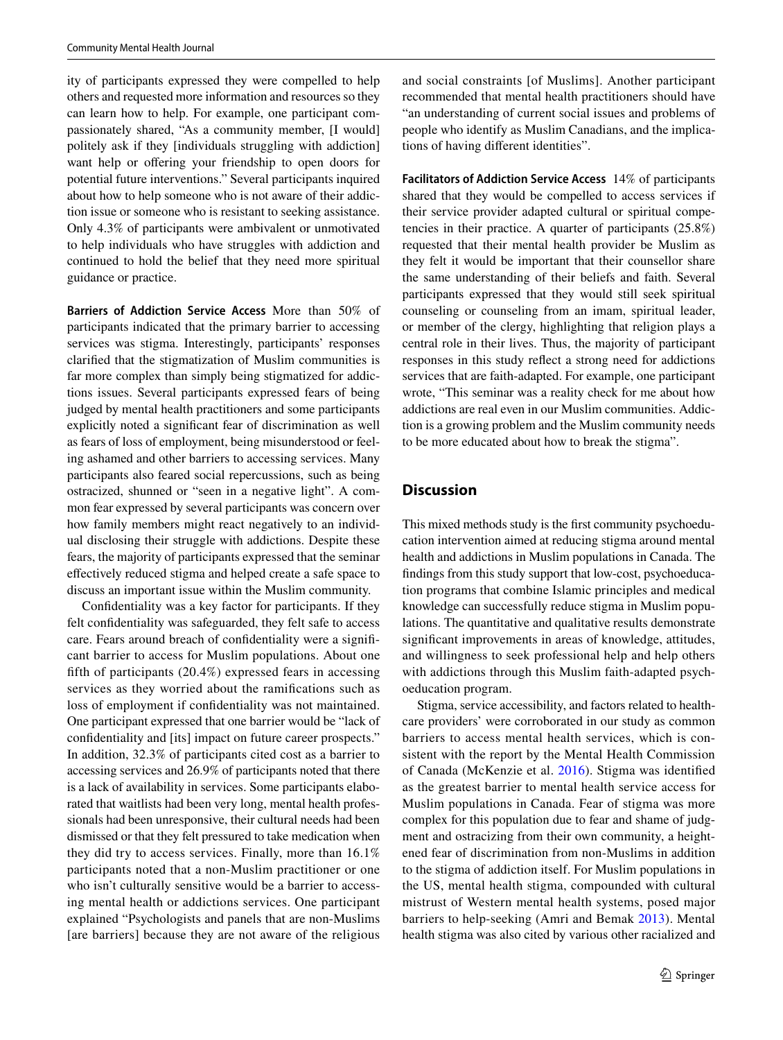ity of participants expressed they were compelled to help others and requested more information and resources so they can learn how to help. For example, one participant compassionately shared, "As a community member, [I would] politely ask if they [individuals struggling with addiction] want help or offering your friendship to open doors for potential future interventions." Several participants inquired about how to help someone who is not aware of their addiction issue or someone who is resistant to seeking assistance. Only 4.3% of participants were ambivalent or unmotivated to help individuals who have struggles with addiction and continued to hold the belief that they need more spiritual guidance or practice.

**Barriers of Addiction Service Access** More than 50% of participants indicated that the primary barrier to accessing services was stigma. Interestingly, participants' responses clarified that the stigmatization of Muslim communities is far more complex than simply being stigmatized for addictions issues. Several participants expressed fears of being judged by mental health practitioners and some participants explicitly noted a significant fear of discrimination as well as fears of loss of employment, being misunderstood or feeling ashamed and other barriers to accessing services. Many participants also feared social repercussions, such as being ostracized, shunned or "seen in a negative light". A common fear expressed by several participants was concern over how family members might react negatively to an individual disclosing their struggle with addictions. Despite these fears, the majority of participants expressed that the seminar effectively reduced stigma and helped create a safe space to discuss an important issue within the Muslim community.

Confidentiality was a key factor for participants. If they felt confidentiality was safeguarded, they felt safe to access care. Fears around breach of confidentiality were a significant barrier to access for Muslim populations. About one fifth of participants (20.4%) expressed fears in accessing services as they worried about the ramifications such as loss of employment if confidentiality was not maintained. One participant expressed that one barrier would be "lack of confidentiality and [its] impact on future career prospects." In addition, 32.3% of participants cited cost as a barrier to accessing services and 26.9% of participants noted that there is a lack of availability in services. Some participants elaborated that waitlists had been very long, mental health professionals had been unresponsive, their cultural needs had been dismissed or that they felt pressured to take medication when they did try to access services. Finally, more than 16.1% participants noted that a non-Muslim practitioner or one who isn't culturally sensitive would be a barrier to accessing mental health or addictions services. One participant explained "Psychologists and panels that are non-Muslims [are barriers] because they are not aware of the religious and social constraints [of Muslims]. Another participant recommended that mental health practitioners should have "an understanding of current social issues and problems of people who identify as Muslim Canadians, and the implications of having different identities".

**Facilitators of Addiction Service Access** 14% of participants shared that they would be compelled to access services if their service provider adapted cultural or spiritual competencies in their practice. A quarter of participants (25.8%) requested that their mental health provider be Muslim as they felt it would be important that their counsellor share the same understanding of their beliefs and faith. Several participants expressed that they would still seek spiritual counseling or counseling from an imam, spiritual leader, or member of the clergy, highlighting that religion plays a central role in their lives. Thus, the majority of participant responses in this study reflect a strong need for addictions services that are faith-adapted. For example, one participant wrote, "This seminar was a reality check for me about how addictions are real even in our Muslim communities. Addiction is a growing problem and the Muslim community needs to be more educated about how to break the stigma".

## Discussion

This mixed methods study is the first community psychoeducation intervention aimed at reducing stigma around mental health and addictions in Muslim populations in Canada. The findings from this study support that low-cost, psychoeducation programs that combine Islamic principles and medical knowledge can successfully reduce stigma in Muslim populations. The quantitative and qualitative results demonstrate significant improvements in areas of knowledge, attitudes, and willingness to seek professional help and help others with addictions through this Muslim faith-adapted psychoeducation program.

Stigma, service accessibility, and factors related to healthcare providers' were corroborated in our study as common barriers to access mental health services, which is consistent with the report by the Mental Health Commission of Canada (McKenzie et al. 2016). Stigma was identified as the greatest barrier to mental health service access for Muslim populations in Canada. Fear of stigma was more complex for this population due to fear and shame of judgment and ostracizing from their own community, a heightened fear of discrimination from non-Muslims in addition to the stigma of addiction itself. For Muslim populations in the US, mental health stigma, compounded with cultural mistrust of Western mental health systems, posed major barriers to help-seeking (Amri and Bemak 2013). Mental health stigma was also cited by various other racialized and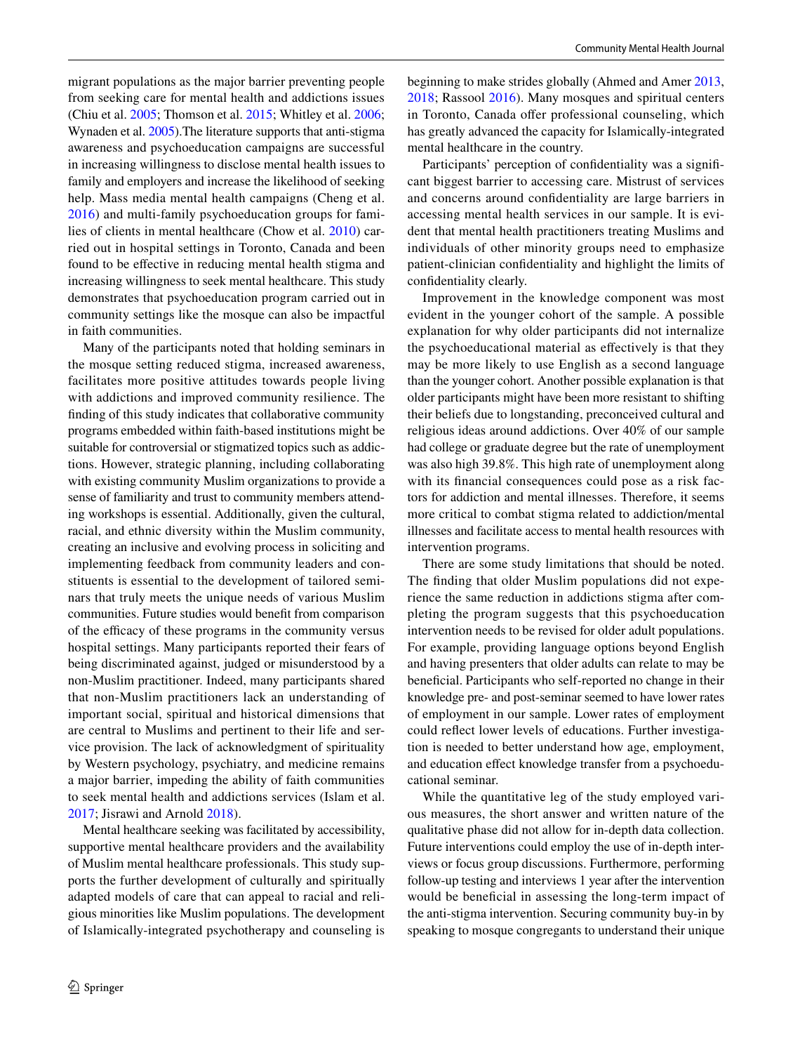migrant populations as the major barrier preventing people from seeking care for mental health and addictions issues (Chiu et al. 2005; Thomson et al. 2015; Whitley et al. 2006; Wynaden et al. 2005).The literature supports that anti-stigma awareness and psychoeducation campaigns are successful in increasing willingness to disclose mental health issues to family and employers and increase the likelihood of seeking help. Mass media mental health campaigns (Cheng et al. 2016) and multi-family psychoeducation groups for families of clients in mental healthcare (Chow et al. 2010) carried out in hospital settings in Toronto, Canada and been found to be effective in reducing mental health stigma and increasing willingness to seek mental healthcare. This study demonstrates that psychoeducation program carried out in community settings like the mosque can also be impactful in faith communities.

Many of the participants noted that holding seminars in the mosque setting reduced stigma, increased awareness, facilitates more positive attitudes towards people living with addictions and improved community resilience. The finding of this study indicates that collaborative community programs embedded within faith-based institutions might be suitable for controversial or stigmatized topics such as addictions. However, strategic planning, including collaborating with existing community Muslim organizations to provide a sense of familiarity and trust to community members attending workshops is essential. Additionally, given the cultural, racial, and ethnic diversity within the Muslim community, creating an inclusive and evolving process in soliciting and implementing feedback from community leaders and constituents is essential to the development of tailored seminars that truly meets the unique needs of various Muslim communities. Future studies would benefit from comparison of the efficacy of these programs in the community versus hospital settings. Many participants reported their fears of being discriminated against, judged or misunderstood by a non-Muslim practitioner. Indeed, many participants shared that non-Muslim practitioners lack an understanding of important social, spiritual and historical dimensions that are central to Muslims and pertinent to their life and service provision. The lack of acknowledgment of spirituality by Western psychology, psychiatry, and medicine remains a major barrier, impeding the ability of faith communities to seek mental health and addictions services (Islam et al. 2017; Jisrawi and Arnold 2018).

Mental healthcare seeking was facilitated by accessibility, supportive mental healthcare providers and the availability of Muslim mental healthcare professionals. This study supports the further development of culturally and spiritually adapted models of care that can appeal to racial and religious minorities like Muslim populations. The development of Islamically-integrated psychotherapy and counseling is beginning to make strides globally (Ahmed and Amer 2013, 2018; Rassool 2016). Many mosques and spiritual centers in Toronto, Canada offer professional counseling, which has greatly advanced the capacity for Islamically-integrated mental healthcare in the country.

Participants' perception of confidentiality was a significant biggest barrier to accessing care. Mistrust of services and concerns around confidentiality are large barriers in accessing mental health services in our sample. It is evident that mental health practitioners treating Muslims and individuals of other minority groups need to emphasize patient-clinician confidentiality and highlight the limits of confidentiality clearly.

Improvement in the knowledge component was most evident in the younger cohort of the sample. A possible explanation for why older participants did not internalize the psychoeducational material as effectively is that they may be more likely to use English as a second language than the younger cohort. Another possible explanation is that older participants might have been more resistant to shifting their beliefs due to longstanding, preconceived cultural and religious ideas around addictions. Over 40% of our sample had college or graduate degree but the rate of unemployment was also high 39.8%. This high rate of unemployment along with its financial consequences could pose as a risk factors for addiction and mental illnesses. Therefore, it seems more critical to combat stigma related to addiction/mental illnesses and facilitate access to mental health resources with intervention programs.

There are some study limitations that should be noted. The finding that older Muslim populations did not experience the same reduction in addictions stigma after completing the program suggests that this psychoeducation intervention needs to be revised for older adult populations. For example, providing language options beyond English and having presenters that older adults can relate to may be beneficial. Participants who self-reported no change in their knowledge pre- and post-seminar seemed to have lower rates of employment in our sample. Lower rates of employment could reflect lower levels of educations. Further investigation is needed to better understand how age, employment, and education effect knowledge transfer from a psychoeducational seminar.

While the quantitative leg of the study employed various measures, the short answer and written nature of the qualitative phase did not allow for in-depth data collection. Future interventions could employ the use of in-depth interviews or focus group discussions. Furthermore, performing follow-up testing and interviews 1 year after the intervention would be beneficial in assessing the long-term impact of the anti-stigma intervention. Securing community buy-in by speaking to mosque congregants to understand their unique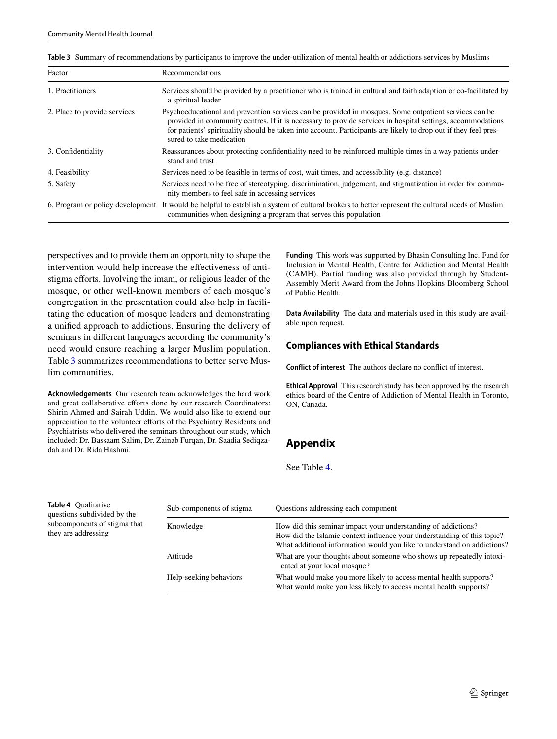**Table 3** Summary of recommendations by participants to improve the under-utilization of mental health or addictions services by Muslims

| Factor | Recommendations |
|---|---|
| 1. Practitioners | Services should be provided by a practitioner who is trained in cultural and faith adaption or co-facilitated by a spiritual leader |
| 2. Place to provide services | Psychoeducational and prevention services can be provided in mosques. Some outpatient services can be provided in community centres. If it is necessary to provide services in hospital settings, accommodations for patients' spirituality should be taken into account. Participants are likely to drop out if they feel pressured to take medication |
| 3. Confidentiality | Reassurances about protecting confidentiality need to be reinforced multiple times in a way patients understand and trust |
| 4. Feasibility | Services need to be feasible in terms of cost, wait times, and accessibility (e.g. distance) |
| 5. Safety | Services need to be free of stereotyping, discrimination, judgement, and stigmatization in order for community members to feel safe in accessing services |
| 6. Program or policy development | It would be helpful to establish a system of cultural brokers to better represent the cultural needs of Muslim communities when designing a program that serves this population |

perspectives and to provide them an opportunity to shape the intervention would help increase the effectiveness of anti-stigma efforts. Involving the imam, or religious leader of the mosque, or other well-known members of each mosque's congregation in the presentation could also help in facilitating the education of mosque leaders and demonstrating a unified approach to addictions. Ensuring the delivery of seminars in different languages according the community's need would ensure reaching a larger Muslim population. Table 3 summarizes recommendations to better serve Muslim communities.

**Acknowledgements** Our research team acknowledges the hard work and great collaborative efforts done by our research Coordinators: Shirin Ahmed and Sairah Uddin. We would also like to extend our appreciation to the volunteer efforts of the Psychiatry Residents and Psychiatrists who delivered the seminars throughout our study, which included: Dr. Bassaam Salim, Dr. Zainab Furqan, Dr. Saadia Sediqzadah and Dr. Rida Hashmi.

**Funding** This work was supported by Bhasin Consulting Inc. Fund for Inclusion in Mental Health, Centre for Addiction and Mental Health (CAMH). Partial funding was also provided through by Student-Assembly Merit Award from the Johns Hopkins Bloomberg School of Public Health.

**Data Availability** The data and materials used in this study are available upon request.

## Compliances with Ethical Standards

**Conflict of interest** The authors declare no conflict of interest.

**Ethical Approval** This research study has been approved by the research ethics board of the Centre of Addiction of Mental Health in Toronto, ON, Canada.

## Appendix

See Table 4.

**Table 4** Qualitative questions subdivided by the subcomponents of stigma that they are addressing

| Sub-components of stigma | Questions addressing each component |
|---|---|
| Knowledge | How did this seminar impact your understanding of addictions?<br>How did the Islamic context influence your understanding of this topic?<br>What additional information would you like to understand on addictions? |
| Attitude | What are your thoughts about someone who shows up repeatedly intoxicated at your local mosque? |
| Help-seeking behaviors | What would make you more likely to access mental health supports?<br>What would make you less likely to access mental health supports? |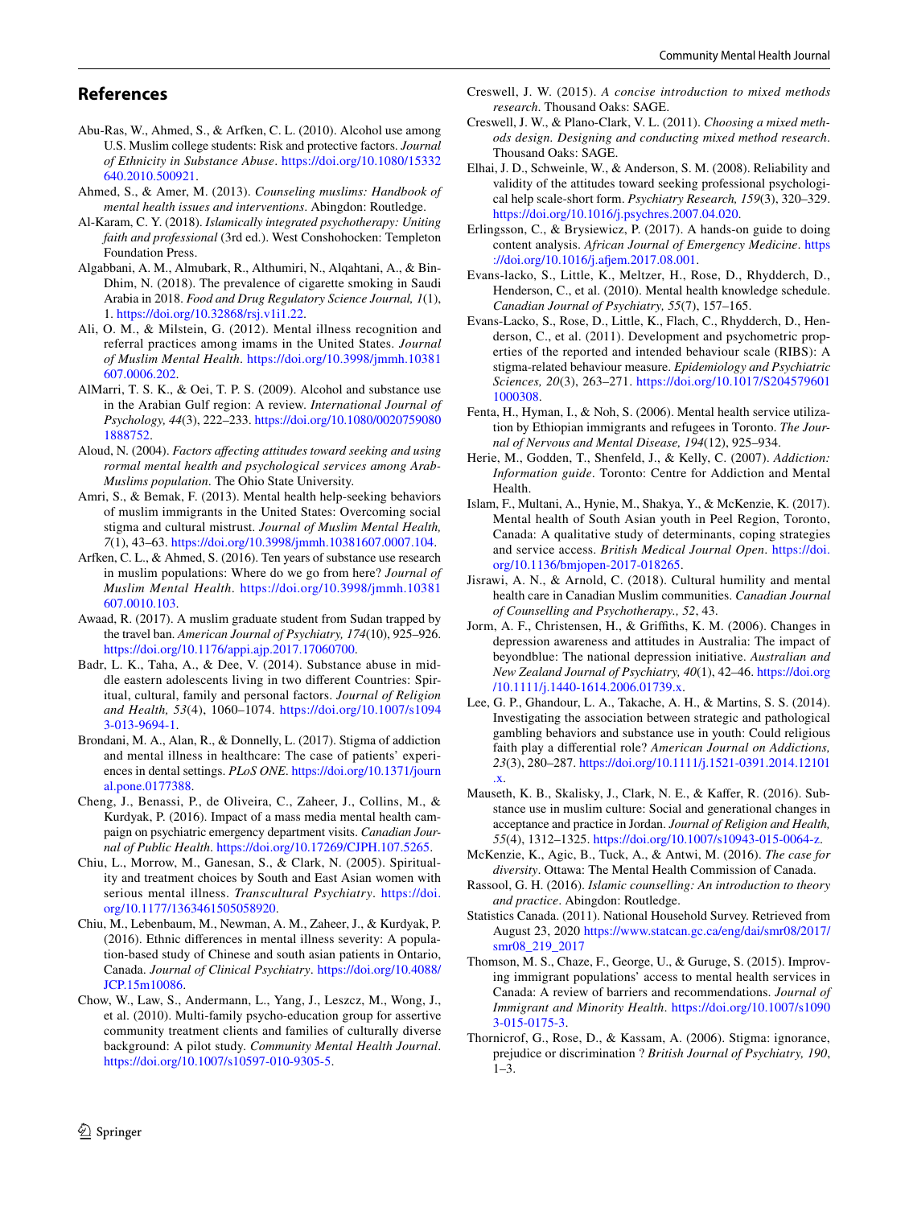## References

Abu-Ras, W., Ahmed, S., & Arfken, C. L. (2010). Alcohol use among U.S. Muslim college students: Risk and protective factors. *Journal of Ethnicity in Substance Abuse*. https://doi.org/10.1080/15332640.2010.500921.

Ahmed, S., & Amer, M. (2013). *Counseling muslims: Handbook of mental health issues and interventions*. Abingdon: Routledge.

Al-Karam, C. Y. (2018). *Islamically integrated psychotherapy: Uniting faith and professional* (3rd ed.). West Conshohocken: Templeton Foundation Press.

Algabbani, A. M., Almubark, R., Althumiri, N., Alqahtani, A., & BinDhim, N. (2018). The prevalence of cigarette smoking in Saudi Arabia in 2018. *Food and Drug Regulatory Science Journal, 1*(1), 1. https://doi.org/10.32868/rsj.v1i1.22.

Ali, O. M., & Milstein, G. (2012). Mental illness recognition and referral practices among imams in the United States. *Journal of Muslim Mental Health*. https://doi.org/10.3998/jmmh.10381607.0006.202.

AlMarri, T. S. K., & Oei, T. P. S. (2009). Alcohol and substance use in the Arabian Gulf region: A review. *International Journal of Psychology, 44*(3), 222–233. https://doi.org/10.1080/00207590801888752.

Aloud, N. (2004). *Factors affecting attitudes toward seeking and using rormal mental health and psychological services among Arab-Muslims population*. The Ohio State University.

Amri, S., & Bemak, F. (2013). Mental health help-seeking behaviors of muslim immigrants in the United States: Overcoming social stigma and cultural mistrust. *Journal of Muslim Mental Health, 7*(1), 43–63. https://doi.org/10.3998/jmmh.10381607.0007.104.

Arfken, C. L., & Ahmed, S. (2016). Ten years of substance use research in muslim populations: Where do we go from here? *Journal of Muslim Mental Health*. https://doi.org/10.3998/jmmh.10381607.0010.103.

Awaad, R. (2017). A muslim graduate student from Sudan trapped by the travel ban. *American Journal of Psychiatry, 174*(10), 925–926. https://doi.org/10.1176/appi.ajp.2017.17060700.

Badr, L. K., Taha, A., & Dee, V. (2014). Substance abuse in middle eastern adolescents living in two different Countries: Spiritual, cultural, family and personal factors. *Journal of Religion and Health, 53*(4), 1060–1074. https://doi.org/10.1007/s10943-013-9694-1.

Brondani, M. A., Alan, R., & Donnelly, L. (2017). Stigma of addiction and mental illness in healthcare: The case of patients' experiences in dental settings. *PLoS ONE*. https://doi.org/10.1371/journal.pone.0177388.

Cheng, J., Benassi, P., de Oliveira, C., Zaheer, J., Collins, M., & Kurdyak, P. (2016). Impact of a mass media mental health campaign on psychiatric emergency department visits. *Canadian Journal of Public Health*. https://doi.org/10.17269/CJPH.107.5265.

Chiu, L., Morrow, M., Ganesan, S., & Clark, N. (2005). Spirituality and treatment choices by South and East Asian women with serious mental illness. *Transcultural Psychiatry*. https://doi.org/10.1177/1363461505058920.

Chiu, M., Lebenbaum, M., Newman, A. M., Zaheer, J., & Kurdyak, P. (2016). Ethnic differences in mental illness severity: A population-based study of Chinese and south asian patients in Ontario, Canada. *Journal of Clinical Psychiatry*. https://doi.org/10.4088/JCP.15m10086.

Chow, W., Law, S., Andermann, L., Yang, J., Leszcz, M., Wong, J., et al. (2010). Multi-family psycho-education group for assertive community treatment clients and families of culturally diverse background: A pilot study. *Community Mental Health Journal*. https://doi.org/10.1007/s10597-010-9305-5.

Creswell, J. W. (2015). *A concise introduction to mixed methods research*. Thousand Oaks: SAGE.

Creswell, J. W., & Plano-Clark, V. L. (2011). *Choosing a mixed methods design. Designing and conducting mixed method research*. Thousand Oaks: SAGE.

Elhai, J. D., Schweinle, W., & Anderson, S. M. (2008). Reliability and validity of the attitudes toward seeking professional psychological help scale-short form. *Psychiatry Research, 159*(3), 320–329. https://doi.org/10.1016/j.psychres.2007.04.020.

Erlingsson, C., & Brysiewicz, P. (2017). A hands-on guide to doing content analysis. *African Journal of Emergency Medicine*. https://doi.org/10.1016/j.afjem.2017.08.001.

Evans-lacko, S., Little, K., Meltzer, H., Rose, D., Rhydderch, D., Henderson, C., et al. (2010). Mental health knowledge schedule. *Canadian Journal of Psychiatry, 55*(7), 157–165.

Evans-Lacko, S., Rose, D., Little, K., Flach, C., Rhydderch, D., Henderson, C., et al. (2011). Development and psychometric properties of the reported and intended behaviour scale (RIBS): A stigma-related behaviour measure. *Epidemiology and Psychiatric Sciences, 20*(3), 263–271. https://doi.org/10.1017/S2045796011000308.

Fenta, H., Hyman, I., & Noh, S. (2006). Mental health service utilization by Ethiopian immigrants and refugees in Toronto. *The Journal of Nervous and Mental Disease, 194*(12), 925–934.

Herie, M., Godden, T., Shenfeld, J., & Kelly, C. (2007). *Addiction: Information guide*. Toronto: Centre for Addiction and Mental Health.

Islam, F., Multani, A., Hynie, M., Shakya, Y., & McKenzie, K. (2017). Mental health of South Asian youth in Peel Region, Toronto, Canada: A qualitative study of determinants, coping strategies and service access. *British Medical Journal Open*. https://doi.org/10.1136/bmjopen-2017-018265.

Jisrawi, A. N., & Arnold, C. (2018). Cultural humility and mental health care in Canadian Muslim communities. *Canadian Journal of Counselling and Psychotherapy., 52*, 43.

Jorm, A. F., Christensen, H., & Griffiths, K. M. (2006). Changes in depression awareness and attitudes in Australia: The impact of beyondblue: The national depression initiative. *Australian and New Zealand Journal of Psychiatry, 40*(1), 42–46. https://doi.org/10.1111/j.1440-1614.2006.01739.x.

Lee, G. P., Ghandour, L. A., Takache, A. H., & Martins, S. S. (2014). Investigating the association between strategic and pathological gambling behaviors and substance use in youth: Could religious faith play a differential role? *American Journal on Addictions, 23*(3), 280–287. https://doi.org/10.1111/j.1521-0391.2014.12101.x.

Mauseth, K. B., Skalisky, J., Clark, N. E., & Kaffer, R. (2016). Substance use in muslim culture: Social and generational changes in acceptance and practice in Jordan. *Journal of Religion and Health, 55*(4), 1312–1325. https://doi.org/10.1007/s10943-015-0064-z.

McKenzie, K., Agic, B., Tuck, A., & Antwi, M. (2016). *The case for diversity*. Ottawa: The Mental Health Commission of Canada.

Rassool, G. H. (2016). *Islamic counselling: An introduction to theory and practice*. Abingdon: Routledge.

Statistics Canada. (2011). National Household Survey. Retrieved from August 23, 2020 https://www.statcan.gc.ca/eng/dai/smr08/2017/smr08_219_2017

Thomson, M. S., Chaze, F., George, U., & Guruge, S. (2015). Improving immigrant populations' access to mental health services in Canada: A review of barriers and recommendations. *Journal of Immigrant and Minority Health*. https://doi.org/10.1007/s10903-015-0175-3.

Thornicrof, G., Rose, D., & Kassam, A. (2006). Stigma: ignorance, prejudice or discrimination ? *British Journal of Psychiatry, 190*, 1–3.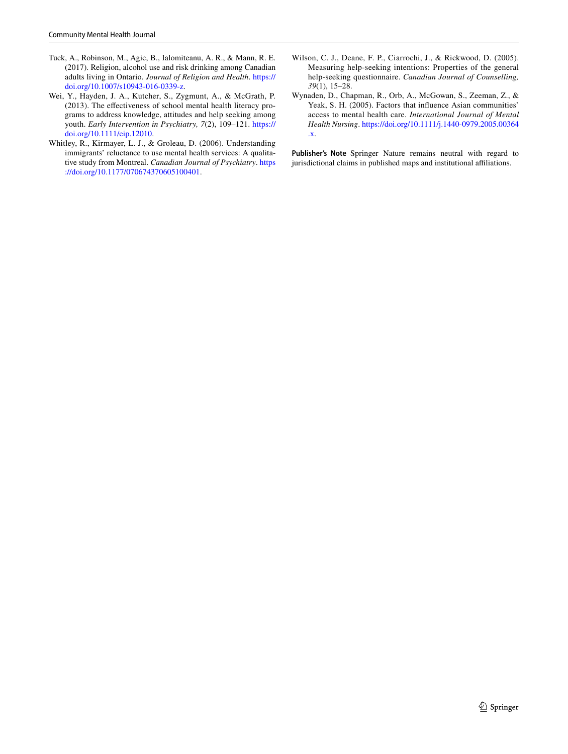Tuck, A., Robinson, M., Agic, B., Ialomiteanu, A. R., & Mann, R. E. (2017). Religion, alcohol use and risk drinking among Canadian adults living in Ontario. *Journal of Religion and Health*. https://doi.org/10.1007/s10943-016-0339-z.

Wei, Y., Hayden, J. A., Kutcher, S., Zygmunt, A., & McGrath, P. (2013). The effectiveness of school mental health literacy programs to address knowledge, attitudes and help seeking among youth. *Early Intervention in Psychiatry, 7*(2), 109–121. https://doi.org/10.1111/eip.12010.

Whitley, R., Kirmayer, L. J., & Groleau, D. (2006). Understanding immigrants' reluctance to use mental health services: A qualitative study from Montreal. *Canadian Journal of Psychiatry*. https://doi.org/10.1177/070674370605100401.

Wilson, C. J., Deane, F. P., Ciarrochi, J., & Rickwood, D. (2005). Measuring help-seeking intentions: Properties of the general help-seeking questionnaire. *Canadian Journal of Counselling, 39*(1), 15–28.

Wynaden, D., Chapman, R., Orb, A., McGowan, S., Zeeman, Z., & Yeak, S. H. (2005). Factors that influence Asian communities' access to mental health care. *International Journal of Mental Health Nursing*. https://doi.org/10.1111/j.1440-0979.2005.00364.x.

**Publisher's Note** Springer Nature remains neutral with regard to jurisdictional claims in published maps and institutional affiliations.